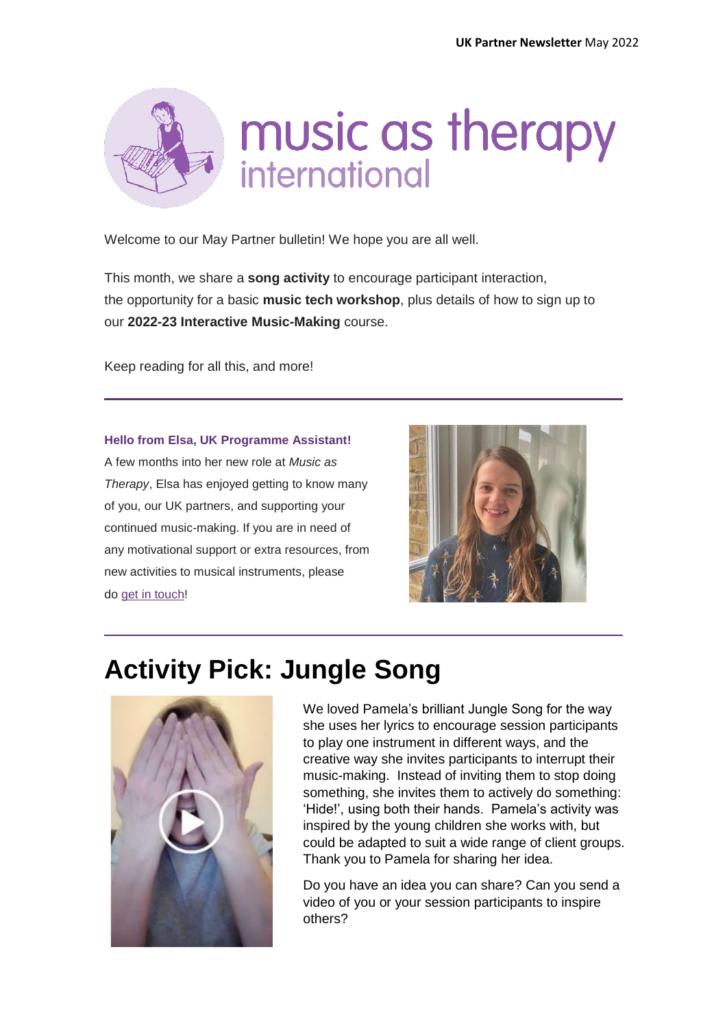Welcome to our May Partner bulletin! We hope you are all well.

This month, we share a **song activity** to encourage participant interaction, the opportunity for a basic **music tech workshop**, plus details of how to sign up to our **2022-23 Interactive Music-Making** course.

Keep reading for all this, and more!

---

**Hello from Elsa, UK Programme Assistant!**

A few months into her new role at *Music as Therapy*, Elsa has enjoyed getting to know many of you, our UK partners, and supporting your continued music-making. If you are in need of any motivational support or extra resources, from new activities to musical instruments, please do get in touch!

---

# Activity Pick: Jungle Song

We loved Pamela's brilliant Jungle Song for the way she uses her lyrics to encourage session participants to play one instrument in different ways, and the creative way she invites participants to interrupt their music-making. Instead of inviting them to stop doing something, she invites them to actively do something: 'Hide!', using both their hands. Pamela's activity was inspired by the young children she works with, but could be adapted to suit a wide range of client groups. Thank you to Pamela for sharing her idea.

Do you have an idea you can share? Can you send a video of you or your session participants to inspire others?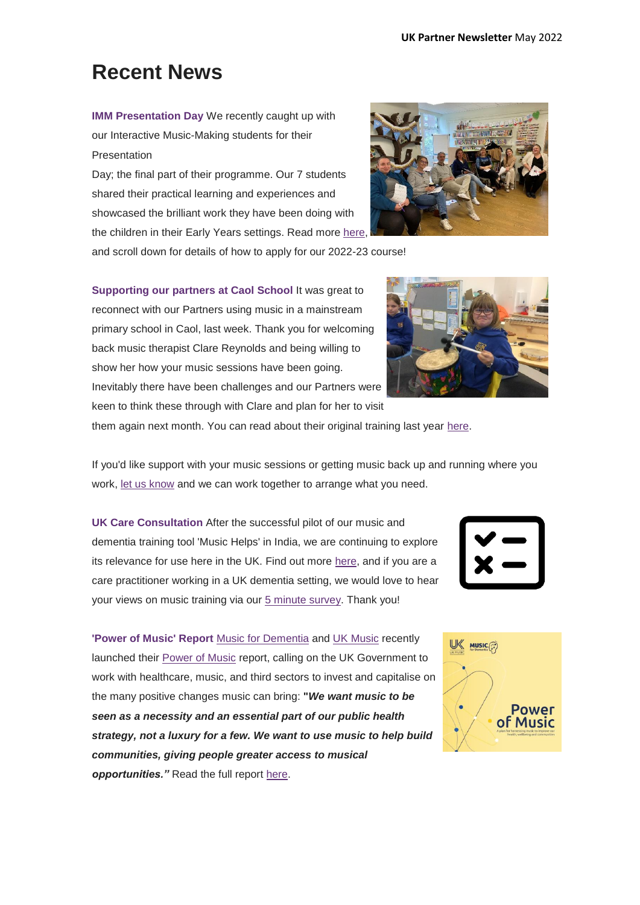# Recent News

**IMM Presentation Day** We recently caught up with our Interactive Music-Making students for their Presentation Day; the final part of their programme. Our 7 students shared their practical learning and experiences and showcased the brilliant work they have been doing with the children in their Early Years settings. Read more here, and scroll down for details of how to apply for our 2022-23 course!

**Supporting our partners at Caol School** It was great to reconnect with our Partners using music in a mainstream primary school in Caol, last week. Thank you for welcoming back music therapist Clare Reynolds and being willing to show her how your music sessions have been going. Inevitably there have been challenges and our Partners were keen to think these through with Clare and plan for her to visit them again next month. You can read about their original training last year here.

If you'd like support with your music sessions or getting music back up and running where you work, let us know and we can work together to arrange what you need.

**UK Care Consultation** After the successful pilot of our music and dementia training tool 'Music Helps' in India, we are continuing to explore its relevance for use here in the UK. Find out more here, and if you are a care practitioner working in a UK dementia setting, we would love to hear your views on music training via our 5 minute survey. Thank you!

**'Power of Music' Report** Music for Dementia and UK Music recently launched their Power of Music report, calling on the UK Government to work with healthcare, music, and third sectors to invest and capitalise on the many positive changes music can bring: ***"We want music to be seen as a necessity and an essential part of our public health strategy, not a luxury for a few. We want to use music to help build communities, giving people greater access to musical opportunities."*** Read the full report here.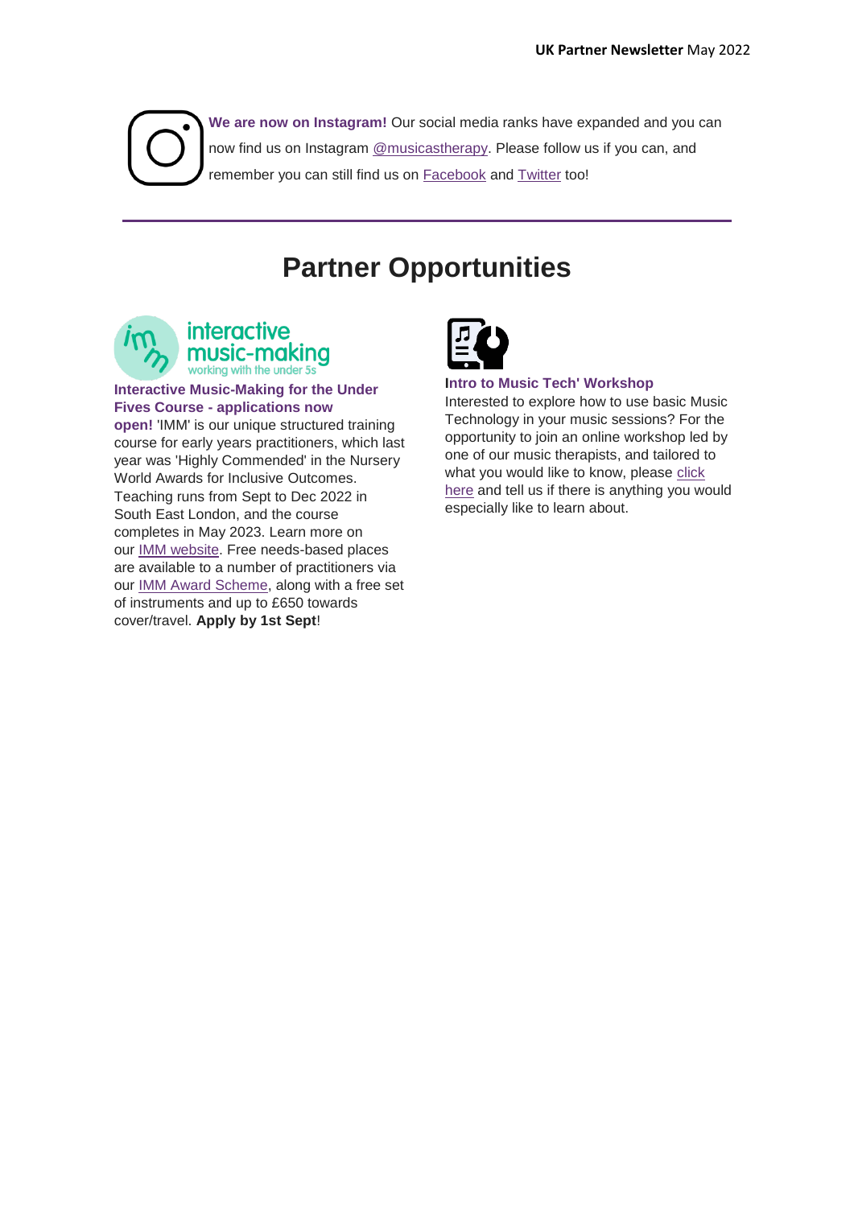**We are now on Instagram!** Our social media ranks have expanded and you can now find us on Instagram @musicastherapy. Please follow us if you can, and remember you can still find us on Facebook and Twitter too!

# Partner Opportunities

interactive music-making
working with the under 5s

**Interactive Music-Making for the Under Fives Course - applications now open!** 'IMM' is our unique structured training course for early years practitioners, which last year was 'Highly Commended' in the Nursery World Awards for Inclusive Outcomes. Teaching runs from Sept to Dec 2022 in South East London, and the course completes in May 2023. Learn more on our IMM website. Free needs-based places are available to a number of practitioners via our IMM Award Scheme, along with a free set of instruments and up to £650 towards cover/travel. **Apply by 1st Sept**!

**Intro to Music Tech' Workshop**

Interested to explore how to use basic Music Technology in your music sessions? For the opportunity to join an online workshop led by one of our music therapists, and tailored to what you would like to know, please click here and tell us if there is anything you would especially like to learn about.